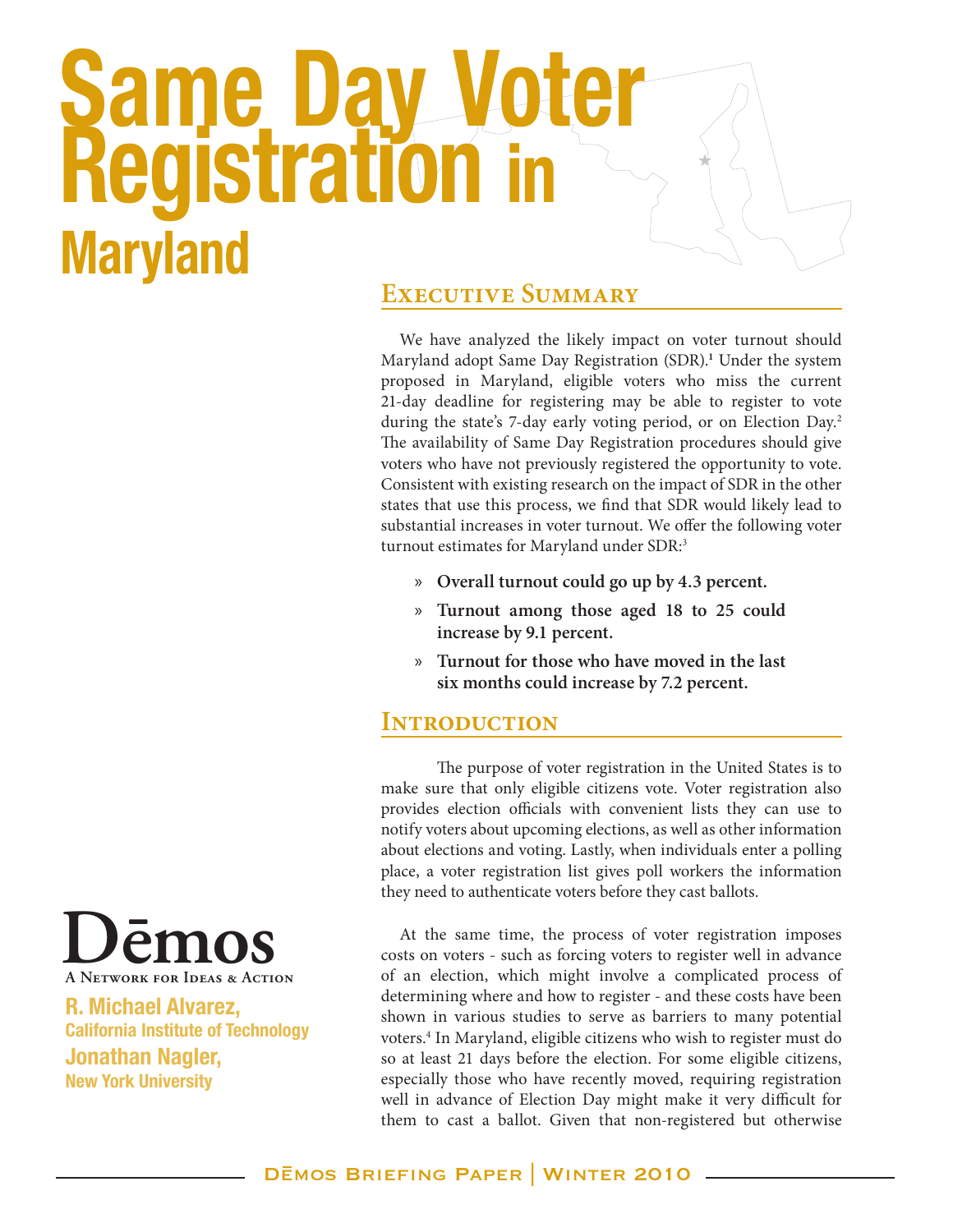# Same Day Voter Registration in Maryland

Dēmos
A Network for Ideas & Action

**R. Michael Alvarez,**
**California Institute of Technology**
**Jonathan Nagler,**
**New York University**

## Executive Summary

We have analyzed the likely impact on voter turnout should Maryland adopt Same Day Registration (SDR).[1] Under the system proposed in Maryland, eligible voters who miss the current 21-day deadline for registering may be able to register to vote during the state's 7-day early voting period, or on Election Day.[2] The availability of Same Day Registration procedures should give voters who have not previously registered the opportunity to vote. Consistent with existing research on the impact of SDR in the other states that use this process, we find that SDR would likely lead to substantial increases in voter turnout. We offer the following voter turnout estimates for Maryland under SDR:[3]

- **Overall turnout could go up by 4.3 percent.**
- **Turnout among those aged 18 to 25 could increase by 9.1 percent.**
- **Turnout for those who have moved in the last six months could increase by 7.2 percent.**

## Introduction

The purpose of voter registration in the United States is to make sure that only eligible citizens vote. Voter registration also provides election officials with convenient lists they can use to notify voters about upcoming elections, as well as other information about elections and voting. Lastly, when individuals enter a polling place, a voter registration list gives poll workers the information they need to authenticate voters before they cast ballots.

At the same time, the process of voter registration imposes costs on voters - such as forcing voters to register well in advance of an election, which might involve a complicated process of determining where and how to register - and these costs have been shown in various studies to serve as barriers to many potential voters.[4] In Maryland, eligible citizens who wish to register must do so at least 21 days before the election. For some eligible citizens, especially those who have recently moved, requiring registration well in advance of Election Day might make it very difficult for them to cast a ballot. Given that non-registered but otherwise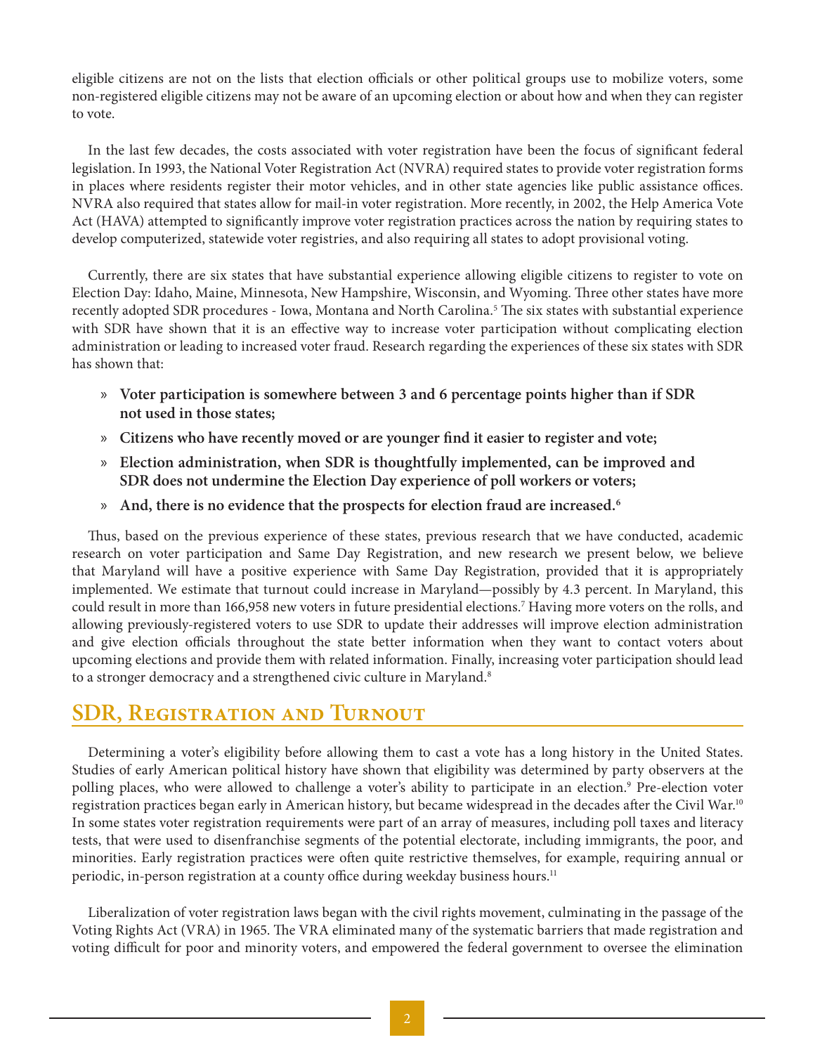eligible citizens are not on the lists that election officials or other political groups use to mobilize voters, some non-registered eligible citizens may not be aware of an upcoming election or about how and when they can register to vote.

In the last few decades, the costs associated with voter registration have been the focus of significant federal legislation. In 1993, the National Voter Registration Act (NVRA) required states to provide voter registration forms in places where residents register their motor vehicles, and in other state agencies like public assistance offices. NVRA also required that states allow for mail-in voter registration. More recently, in 2002, the Help America Vote Act (HAVA) attempted to significantly improve voter registration practices across the nation by requiring states to develop computerized, statewide voter registries, and also requiring all states to adopt provisional voting.

Currently, there are six states that have substantial experience allowing eligible citizens to register to vote on Election Day: Idaho, Maine, Minnesota, New Hampshire, Wisconsin, and Wyoming. Three other states have more recently adopted SDR procedures - Iowa, Montana and North Carolina.[5] The six states with substantial experience with SDR have shown that it is an effective way to increase voter participation without complicating election administration or leading to increased voter fraud. Research regarding the experiences of these six states with SDR has shown that:

- **Voter participation is somewhere between 3 and 6 percentage points higher than if SDR not used in those states;**
- **Citizens who have recently moved or are younger find it easier to register and vote;**
- **Election administration, when SDR is thoughtfully implemented, can be improved and SDR does not undermine the Election Day experience of poll workers or voters;**
- **And, there is no evidence that the prospects for election fraud are increased.[6]**

Thus, based on the previous experience of these states, previous research that we have conducted, academic research on voter participation and Same Day Registration, and new research we present below, we believe that Maryland will have a positive experience with Same Day Registration, provided that it is appropriately implemented. We estimate that turnout could increase in Maryland—possibly by 4.3 percent. In Maryland, this could result in more than 166,958 new voters in future presidential elections.[7] Having more voters on the rolls, and allowing previously-registered voters to use SDR to update their addresses will improve election administration and give election officials throughout the state better information when they want to contact voters about upcoming elections and provide them with related information. Finally, increasing voter participation should lead to a stronger democracy and a strengthened civic culture in Maryland.[8]

## SDR, Registration and Turnout

Determining a voter's eligibility before allowing them to cast a vote has a long history in the United States. Studies of early American political history have shown that eligibility was determined by party observers at the polling places, who were allowed to challenge a voter's ability to participate in an election.[9] Pre-election voter registration practices began early in American history, but became widespread in the decades after the Civil War.[10] In some states voter registration requirements were part of an array of measures, including poll taxes and literacy tests, that were used to disenfranchise segments of the potential electorate, including immigrants, the poor, and minorities. Early registration practices were often quite restrictive themselves, for example, requiring annual or periodic, in-person registration at a county office during weekday business hours.[11]

Liberalization of voter registration laws began with the civil rights movement, culminating in the passage of the Voting Rights Act (VRA) in 1965. The VRA eliminated many of the systematic barriers that made registration and voting difficult for poor and minority voters, and empowered the federal government to oversee the elimination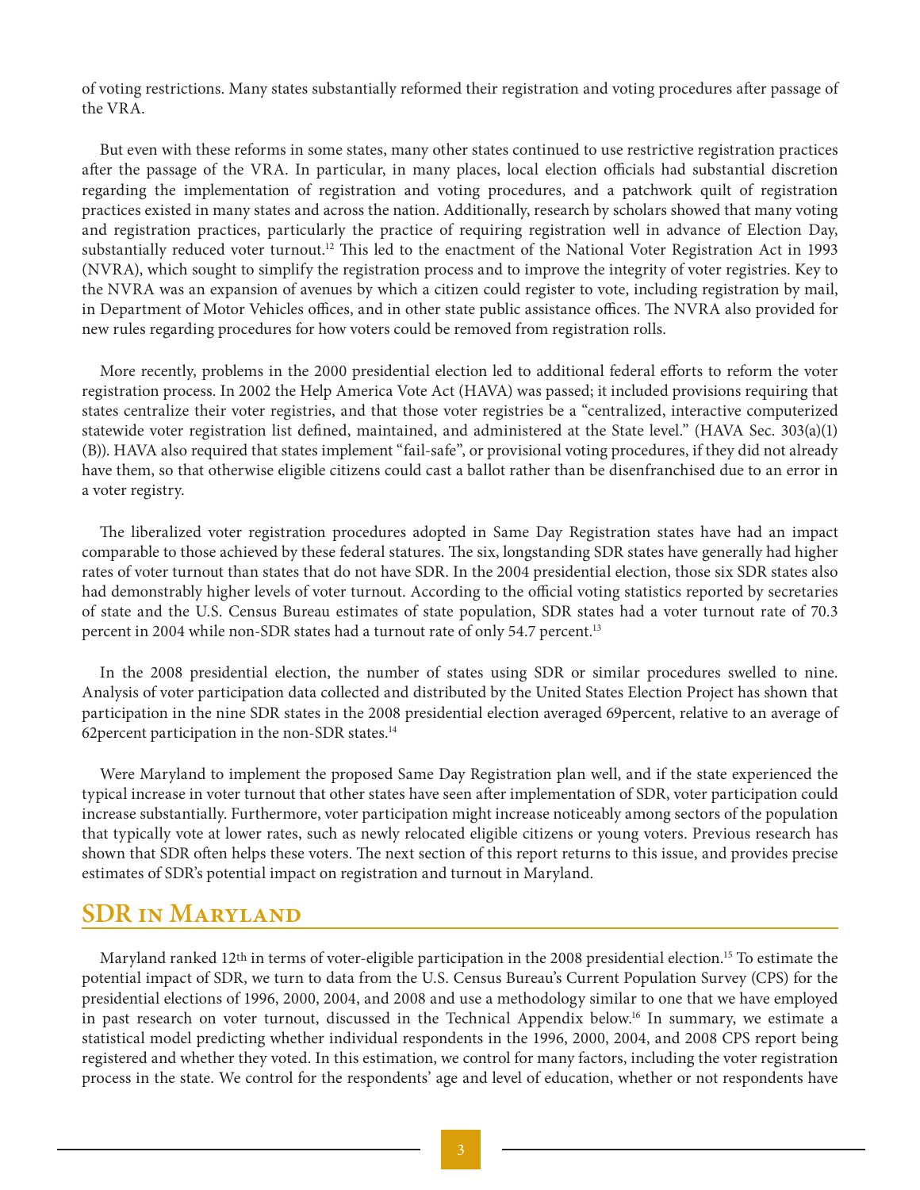of voting restrictions. Many states substantially reformed their registration and voting procedures after passage of the VRA.

But even with these reforms in some states, many other states continued to use restrictive registration practices after the passage of the VRA. In particular, in many places, local election officials had substantial discretion regarding the implementation of registration and voting procedures, and a patchwork quilt of registration practices existed in many states and across the nation. Additionally, research by scholars showed that many voting and registration practices, particularly the practice of requiring registration well in advance of Election Day, substantially reduced voter turnout.[12] This led to the enactment of the National Voter Registration Act in 1993 (NVRA), which sought to simplify the registration process and to improve the integrity of voter registries. Key to the NVRA was an expansion of avenues by which a citizen could register to vote, including registration by mail, in Department of Motor Vehicles offices, and in other state public assistance offices. The NVRA also provided for new rules regarding procedures for how voters could be removed from registration rolls.

More recently, problems in the 2000 presidential election led to additional federal efforts to reform the voter registration process. In 2002 the Help America Vote Act (HAVA) was passed; it included provisions requiring that states centralize their voter registries, and that those voter registries be a "centralized, interactive computerized statewide voter registration list defined, maintained, and administered at the State level." (HAVA Sec. 303(a)(1)(B)). HAVA also required that states implement "fail-safe", or provisional voting procedures, if they did not already have them, so that otherwise eligible citizens could cast a ballot rather than be disenfranchised due to an error in a voter registry.

The liberalized voter registration procedures adopted in Same Day Registration states have had an impact comparable to those achieved by these federal statures. The six, longstanding SDR states have generally had higher rates of voter turnout than states that do not have SDR. In the 2004 presidential election, those six SDR states also had demonstrably higher levels of voter turnout. According to the official voting statistics reported by secretaries of state and the U.S. Census Bureau estimates of state population, SDR states had a voter turnout rate of 70.3 percent in 2004 while non-SDR states had a turnout rate of only 54.7 percent.[13]

In the 2008 presidential election, the number of states using SDR or similar procedures swelled to nine. Analysis of voter participation data collected and distributed by the United States Election Project has shown that participation in the nine SDR states in the 2008 presidential election averaged 69percent, relative to an average of 62percent participation in the non-SDR states.[14]

Were Maryland to implement the proposed Same Day Registration plan well, and if the state experienced the typical increase in voter turnout that other states have seen after implementation of SDR, voter participation could increase substantially. Furthermore, voter participation might increase noticeably among sectors of the population that typically vote at lower rates, such as newly relocated eligible citizens or young voters. Previous research has shown that SDR often helps these voters. The next section of this report returns to this issue, and provides precise estimates of SDR's potential impact on registration and turnout in Maryland.

## SDR in Maryland

Maryland ranked 12th in terms of voter-eligible participation in the 2008 presidential election.[15] To estimate the potential impact of SDR, we turn to data from the U.S. Census Bureau's Current Population Survey (CPS) for the presidential elections of 1996, 2000, 2004, and 2008 and use a methodology similar to one that we have employed in past research on voter turnout, discussed in the Technical Appendix below.[16] In summary, we estimate a statistical model predicting whether individual respondents in the 1996, 2000, 2004, and 2008 CPS report being registered and whether they voted. In this estimation, we control for many factors, including the voter registration process in the state. We control for the respondents' age and level of education, whether or not respondents have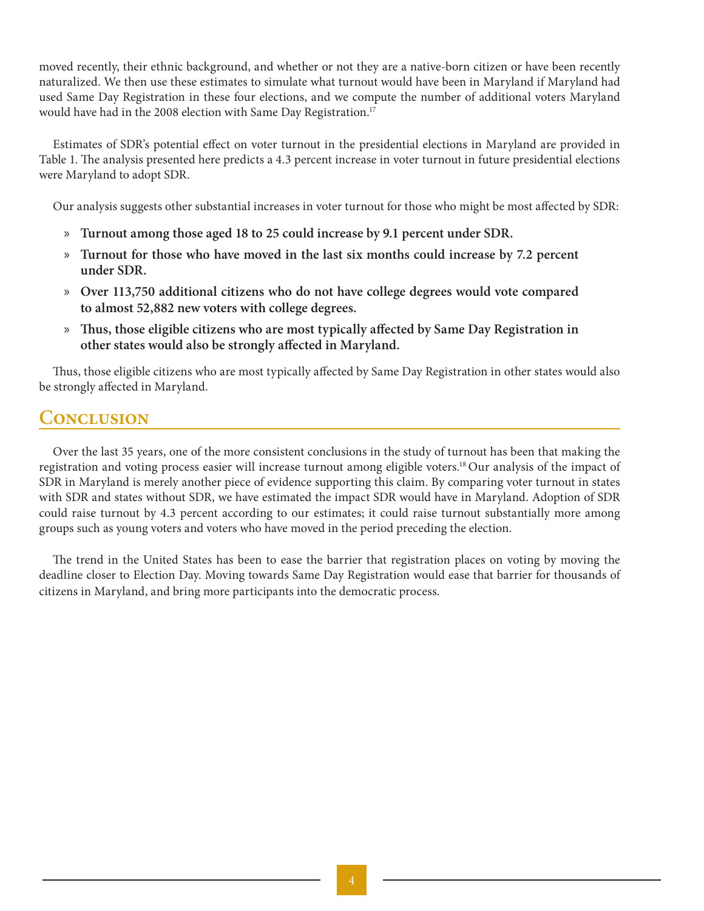moved recently, their ethnic background, and whether or not they are a native-born citizen or have been recently naturalized. We then use these estimates to simulate what turnout would have been in Maryland if Maryland had used Same Day Registration in these four elections, and we compute the number of additional voters Maryland would have had in the 2008 election with Same Day Registration.[17]

Estimates of SDR's potential effect on voter turnout in the presidential elections in Maryland are provided in Table 1. The analysis presented here predicts a 4.3 percent increase in voter turnout in future presidential elections were Maryland to adopt SDR.

Our analysis suggests other substantial increases in voter turnout for those who might be most affected by SDR:

- **Turnout among those aged 18 to 25 could increase by 9.1 percent under SDR.**
- **Turnout for those who have moved in the last six months could increase by 7.2 percent under SDR.**
- **Over 113,750 additional citizens who do not have college degrees would vote compared to almost 52,882 new voters with college degrees.**
- **Thus, those eligible citizens who are most typically affected by Same Day Registration in other states would also be strongly affected in Maryland.**

Thus, those eligible citizens who are most typically affected by Same Day Registration in other states would also be strongly affected in Maryland.

## Conclusion

Over the last 35 years, one of the more consistent conclusions in the study of turnout has been that making the registration and voting process easier will increase turnout among eligible voters.[18] Our analysis of the impact of SDR in Maryland is merely another piece of evidence supporting this claim. By comparing voter turnout in states with SDR and states without SDR, we have estimated the impact SDR would have in Maryland. Adoption of SDR could raise turnout by 4.3 percent according to our estimates; it could raise turnout substantially more among groups such as young voters and voters who have moved in the period preceding the election.

The trend in the United States has been to ease the barrier that registration places on voting by moving the deadline closer to Election Day. Moving towards Same Day Registration would ease that barrier for thousands of citizens in Maryland, and bring more participants into the democratic process.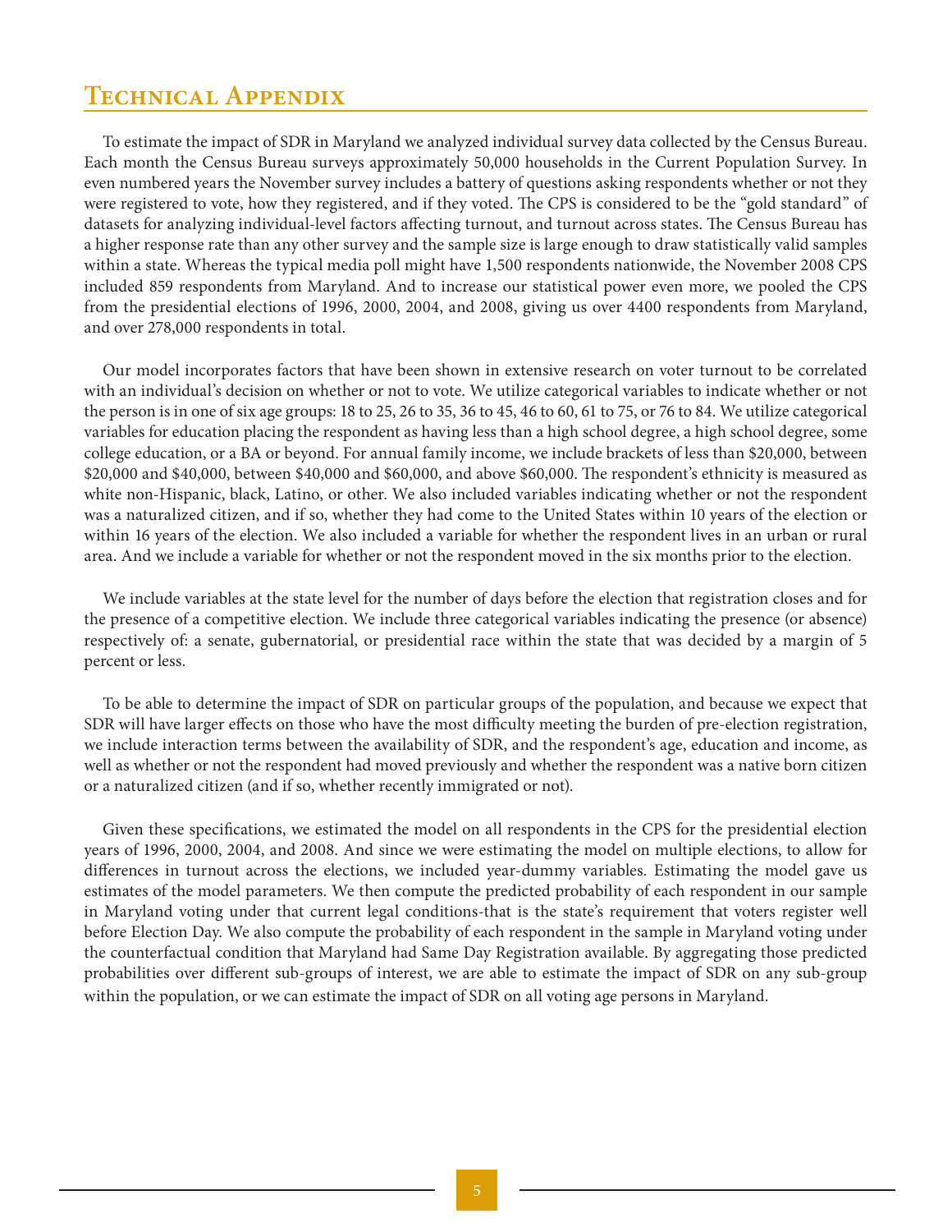# Technical Appendix

To estimate the impact of SDR in Maryland we analyzed individual survey data collected by the Census Bureau. Each month the Census Bureau surveys approximately 50,000 households in the Current Population Survey. In even numbered years the November survey includes a battery of questions asking respondents whether or not they were registered to vote, how they registered, and if they voted. The CPS is considered to be the "gold standard" of datasets for analyzing individual-level factors affecting turnout, and turnout across states. The Census Bureau has a higher response rate than any other survey and the sample size is large enough to draw statistically valid samples within a state. Whereas the typical media poll might have 1,500 respondents nationwide, the November 2008 CPS included 859 respondents from Maryland. And to increase our statistical power even more, we pooled the CPS from the presidential elections of 1996, 2000, 2004, and 2008, giving us over 4400 respondents from Maryland, and over 278,000 respondents in total.

Our model incorporates factors that have been shown in extensive research on voter turnout to be correlated with an individual's decision on whether or not to vote. We utilize categorical variables to indicate whether or not the person is in one of six age groups: 18 to 25, 26 to 35, 36 to 45, 46 to 60, 61 to 75, or 76 to 84. We utilize categorical variables for education placing the respondent as having less than a high school degree, a high school degree, some college education, or a BA or beyond. For annual family income, we include brackets of less than $20,000, between $20,000 and $40,000, between $40,000 and $60,000, and above $60,000. The respondent's ethnicity is measured as white non-Hispanic, black, Latino, or other. We also included variables indicating whether or not the respondent was a naturalized citizen, and if so, whether they had come to the United States within 10 years of the election or within 16 years of the election. We also included a variable for whether the respondent lives in an urban or rural area. And we include a variable for whether or not the respondent moved in the six months prior to the election.

We include variables at the state level for the number of days before the election that registration closes and for the presence of a competitive election. We include three categorical variables indicating the presence (or absence) respectively of: a senate, gubernatorial, or presidential race within the state that was decided by a margin of 5 percent or less.

To be able to determine the impact of SDR on particular groups of the population, and because we expect that SDR will have larger effects on those who have the most difficulty meeting the burden of pre-election registration, we include interaction terms between the availability of SDR, and the respondent's age, education and income, as well as whether or not the respondent had moved previously and whether the respondent was a native born citizen or a naturalized citizen (and if so, whether recently immigrated or not).

Given these specifications, we estimated the model on all respondents in the CPS for the presidential election years of 1996, 2000, 2004, and 2008. And since we were estimating the model on multiple elections, to allow for differences in turnout across the elections, we included year-dummy variables. Estimating the model gave us estimates of the model parameters. We then compute the predicted probability of each respondent in our sample in Maryland voting under that current legal conditions-that is the state's requirement that voters register well before Election Day. We also compute the probability of each respondent in the sample in Maryland voting under the counterfactual condition that Maryland had Same Day Registration available. By aggregating those predicted probabilities over different sub-groups of interest, we are able to estimate the impact of SDR on any sub-group within the population, or we can estimate the impact of SDR on all voting age persons in Maryland.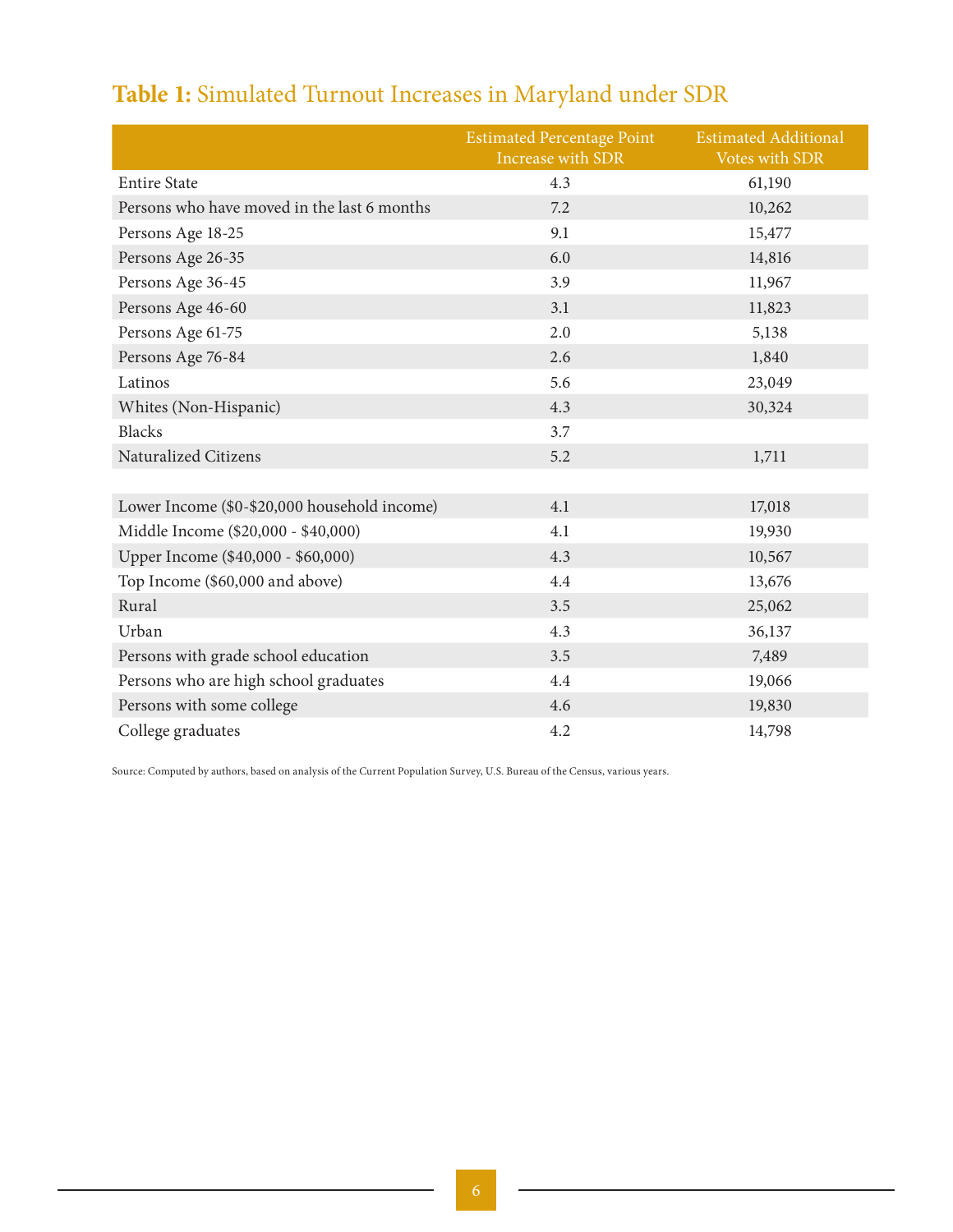## **Table 1:** Simulated Turnout Increases in Maryland under SDR

| | Estimated Percentage Point Increase with SDR | Estimated Additional Votes with SDR |
|---|---|---|
| Entire State | 4.3 | 61,190 |
| Persons who have moved in the last 6 months | 7.2 | 10,262 |
| Persons Age 18-25 | 9.1 | 15,477 |
| Persons Age 26-35 | 6.0 | 14,816 |
| Persons Age 36-45 | 3.9 | 11,967 |
| Persons Age 46-60 | 3.1 | 11,823 |
| Persons Age 61-75 | 2.0 | 5,138 |
| Persons Age 76-84 | 2.6 | 1,840 |
| Latinos | 5.6 | 23,049 |
| Whites (Non-Hispanic) | 4.3 | 30,324 |
| Blacks | 3.7 | |
| Naturalized Citizens | 5.2 | 1,711 |
| | | |
| Lower Income ($0-$20,000 household income) | 4.1 | 17,018 |
| Middle Income ($20,000 - $40,000) | 4.1 | 19,930 |
| Upper Income ($40,000 - $60,000) | 4.3 | 10,567 |
| Top Income ($60,000 and above) | 4.4 | 13,676 |
| Rural | 3.5 | 25,062 |
| Urban | 4.3 | 36,137 |
| Persons with grade school education | 3.5 | 7,489 |
| Persons who are high school graduates | 4.4 | 19,066 |
| Persons with some college | 4.6 | 19,830 |
| College graduates | 4.2 | 14,798 |

Source: Computed by authors, based on analysis of the Current Population Survey, U.S. Bureau of the Census, various years.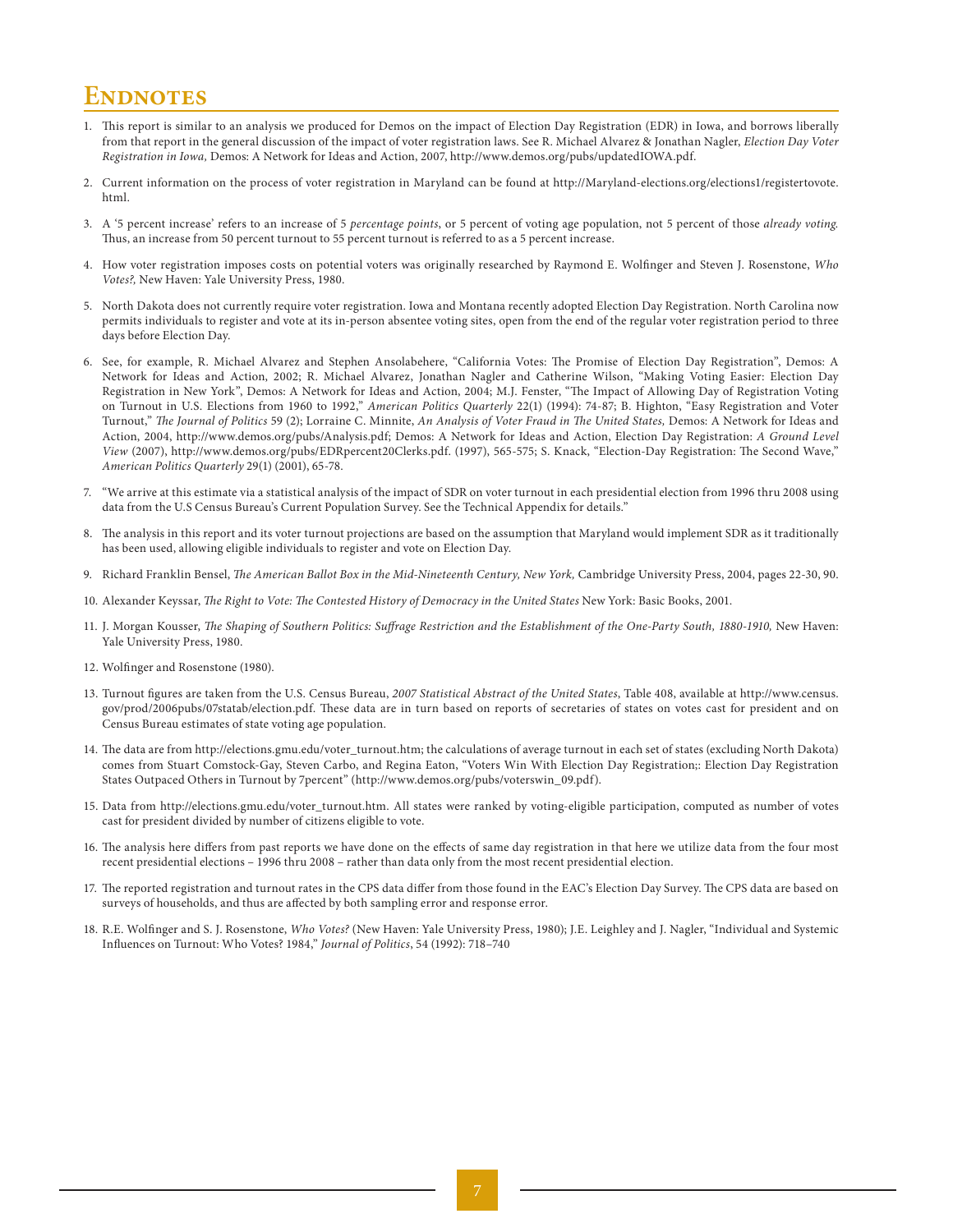# Endnotes

1. This report is similar to an analysis we produced for Demos on the impact of Election Day Registration (EDR) in Iowa, and borrows liberally from that report in the general discussion of the impact of voter registration laws. See R. Michael Alvarez & Jonathan Nagler, *Election Day Voter Registration in Iowa*, Demos: A Network for Ideas and Action, 2007, http://www.demos.org/pubs/updatedIOWA.pdf.

2. Current information on the process of voter registration in Maryland can be found at http://Maryland-elections.org/elections1/registertovote.html.

3. A '5 percent increase' refers to an increase of 5 *percentage points*, or 5 percent of voting age population, not 5 percent of those *already voting*. Thus, an increase from 50 percent turnout to 55 percent turnout is referred to as a 5 percent increase.

4. How voter registration imposes costs on potential voters was originally researched by Raymond E. Wolfinger and Steven J. Rosenstone, *Who Votes?*, New Haven: Yale University Press, 1980.

5. North Dakota does not currently require voter registration. Iowa and Montana recently adopted Election Day Registration. North Carolina now permits individuals to register and vote at its in-person absentee voting sites, open from the end of the regular voter registration period to three days before Election Day.

6. See, for example, R. Michael Alvarez and Stephen Ansolabehere, "California Votes: The Promise of Election Day Registration", Demos: A Network for Ideas and Action, 2002; R. Michael Alvarez, Jonathan Nagler and Catherine Wilson, "Making Voting Easier: Election Day Registration in New York", Demos: A Network for Ideas and Action, 2004; M.J. Fenster, "The Impact of Allowing Day of Registration Voting on Turnout in U.S. Elections from 1960 to 1992," *American Politics Quarterly* 22(1) (1994): 74-87; B. Highton, "Easy Registration and Voter Turnout," *The Journal of Politics* 59 (2); Lorraine C. Minnite, *An Analysis of Voter Fraud in The United States,* Demos: A Network for Ideas and Action, 2004, http://www.demos.org/pubs/Analysis.pdf; Demos: A Network for Ideas and Action, Election Day Registration: *A Ground Level View* (2007), http://www.demos.org/pubs/EDRpercent20Clerks.pdf. (1997), 565-575; S. Knack, "Election-Day Registration: The Second Wave," *American Politics Quarterly* 29(1) (2001), 65-78.

7. "We arrive at this estimate via a statistical analysis of the impact of SDR on voter turnout in each presidential election from 1996 thru 2008 using data from the U.S Census Bureau's Current Population Survey. See the Technical Appendix for details."

8. The analysis in this report and its voter turnout projections are based on the assumption that Maryland would implement SDR as it traditionally has been used, allowing eligible individuals to register and vote on Election Day.

9. Richard Franklin Bensel, *The American Ballot Box in the Mid-Nineteenth Century, New York,* Cambridge University Press, 2004, pages 22-30, 90.

10. Alexander Keyssar, *The Right to Vote: The Contested History of Democracy in the United States* New York: Basic Books, 2001.

11. J. Morgan Kousser, *The Shaping of Southern Politics: Suffrage Restriction and the Establishment of the One-Party South, 1880-1910,* New Haven: Yale University Press, 1980.

12. Wolfinger and Rosenstone (1980).

13. Turnout figures are taken from the U.S. Census Bureau, *2007 Statistical Abstract of the United States*, Table 408, available at http://www.census.gov/prod/2006pubs/07statab/election.pdf. These data are in turn based on reports of secretaries of states on votes cast for president and on Census Bureau estimates of state voting age population.

14. The data are from http://elections.gmu.edu/voter_turnout.htm; the calculations of average turnout in each set of states (excluding North Dakota) comes from Stuart Comstock-Gay, Steven Carbo, and Regina Eaton, "Voters Win With Election Day Registration;: Election Day Registration States Outpaced Others in Turnout by 7percent" (http://www.demos.org/pubs/voterswin_09.pdf).

15. Data from http://elections.gmu.edu/voter_turnout.htm. All states were ranked by voting-eligible participation, computed as number of votes cast for president divided by number of citizens eligible to vote.

16. The analysis here differs from past reports we have done on the effects of same day registration in that here we utilize data from the four most recent presidential elections – 1996 thru 2008 – rather than data only from the most recent presidential election.

17. The reported registration and turnout rates in the CPS data differ from those found in the EAC's Election Day Survey. The CPS data are based on surveys of households, and thus are affected by both sampling error and response error.

18. R.E. Wolfinger and S. J. Rosenstone, *Who Votes?* (New Haven: Yale University Press, 1980); J.E. Leighley and J. Nagler, "Individual and Systemic Influences on Turnout: Who Votes? 1984," *Journal of Politics*, 54 (1992): 718–740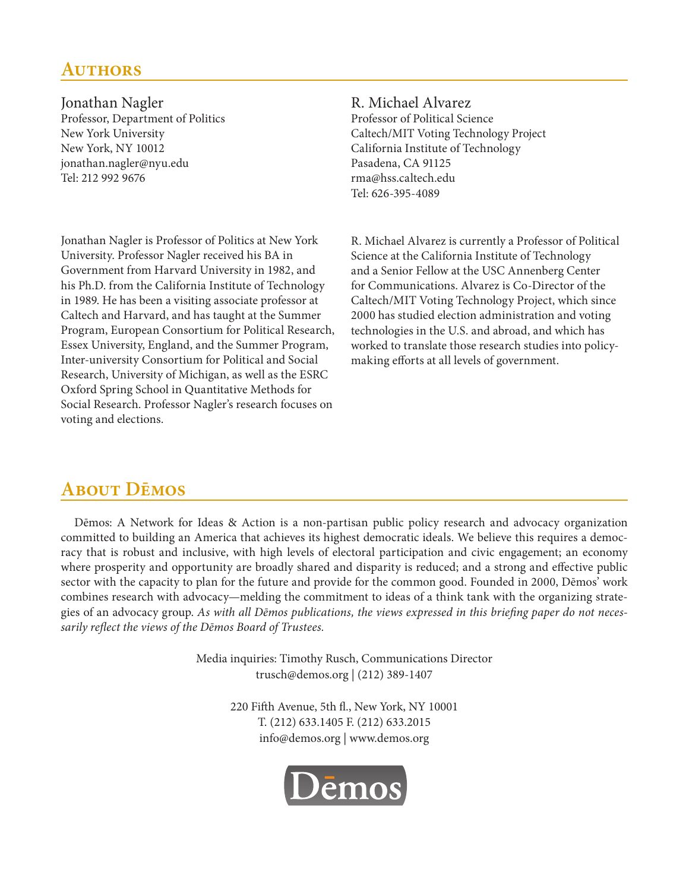## Authors

Jonathan Nagler
Professor, Department of Politics
New York University
New York, NY 10012
jonathan.nagler@nyu.edu
Tel: 212 992 9676

Jonathan Nagler is Professor of Politics at New York University. Professor Nagler received his BA in Government from Harvard University in 1982, and his Ph.D. from the California Institute of Technology in 1989. He has been a visiting associate professor at Caltech and Harvard, and has taught at the Summer Program, European Consortium for Political Research, Essex University, England, and the Summer Program, Inter-university Consortium for Political and Social Research, University of Michigan, as well as the ESRC Oxford Spring School in Quantitative Methods for Social Research. Professor Nagler's research focuses on voting and elections.

R. Michael Alvarez
Professor of Political Science
Caltech/MIT Voting Technology Project
California Institute of Technology
Pasadena, CA 91125
rma@hss.caltech.edu
Tel: 626-395-4089

R. Michael Alvarez is currently a Professor of Political Science at the California Institute of Technology and a Senior Fellow at the USC Annenberg Center for Communications. Alvarez is Co-Director of the Caltech/MIT Voting Technology Project, which since 2000 has studied election administration and voting technologies in the U.S. and abroad, and which has worked to translate those research studies into policy-making efforts at all levels of government.

## About Dēmos

Dēmos: A Network for Ideas & Action is a non-partisan public policy research and advocacy organization committed to building an America that achieves its highest democratic ideals. We believe this requires a democracy that is robust and inclusive, with high levels of electoral participation and civic engagement; an economy where prosperity and opportunity are broadly shared and disparity is reduced; and a strong and effective public sector with the capacity to plan for the future and provide for the common good. Founded in 2000, Dēmos' work combines research with advocacy—melding the commitment to ideas of a think tank with the organizing strategies of an advocacy group. *As with all Dēmos publications, the views expressed in this briefing paper do not necessarily reflect the views of the Dēmos Board of Trustees.*

Media inquiries: Timothy Rusch, Communications Director
trusch@demos.org | (212) 389-1407

220 Fifth Avenue, 5th fl., New York, NY 10001
T. (212) 633.1405 F. (212) 633.2015
info@demos.org | www.demos.org

Dēmos